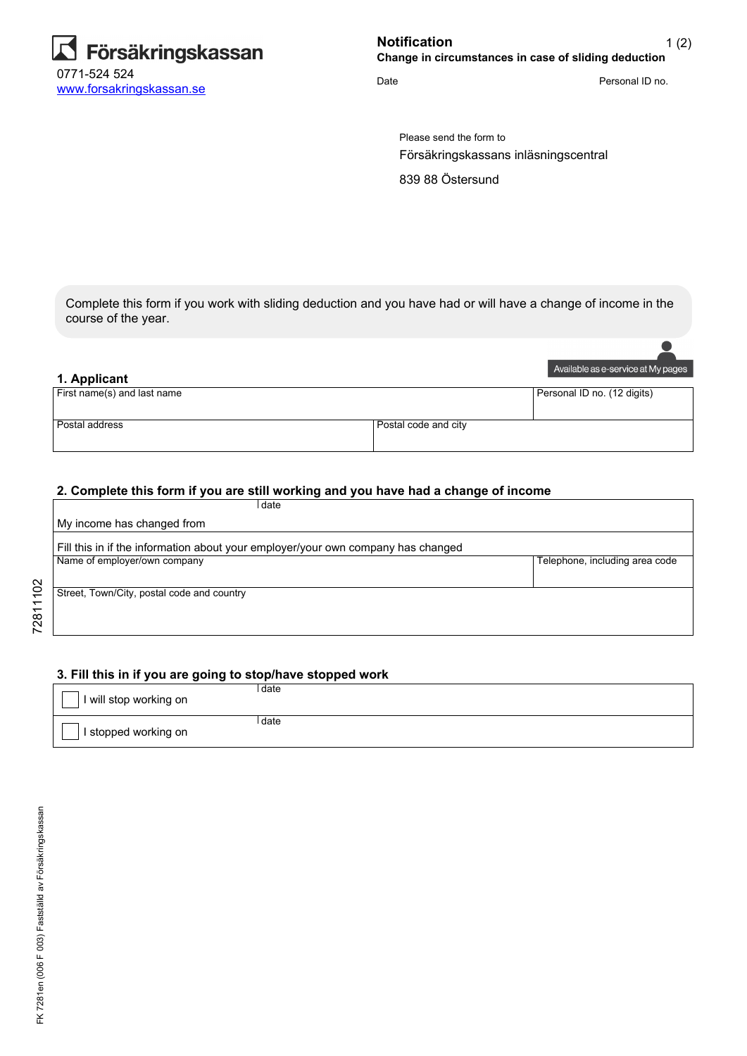Försäkringskassan

0771-524 524

www.forsakringskassan.se

**Notification**

**Change in circumstances in case of sliding deduction**

Date

Personal ID no.

Please send the form to

Försäkringskassans inläsningscentral

839 88 Östersund

Complete this form if you work with sliding deduction and you have had or will have a change of income in the course of the year.

Available as e-service at My pages

## 1. Applicant

| | |
|---|---|
| First name(s) and last name | Personal ID no. (12 digits) |
| Postal address | Postal code and city |

## 2. Complete this form if you are still working and you have had a change of income

| | |
|---|---|
| My income has changed from | date |
| Fill this in if the information about your employer/your own company has changed | |
| Name of employer/own company | Telephone, including area code |
| Street, Town/City, postal code and country | |

## 3. Fill this in if you are going to stop/have stopped work

| | |
|---|---|
| ☐ I will stop working on | date |
| ☐ I stopped working on | date |

72811102

FK 7281en (006 F 003) Fastställd av Försäkringskassan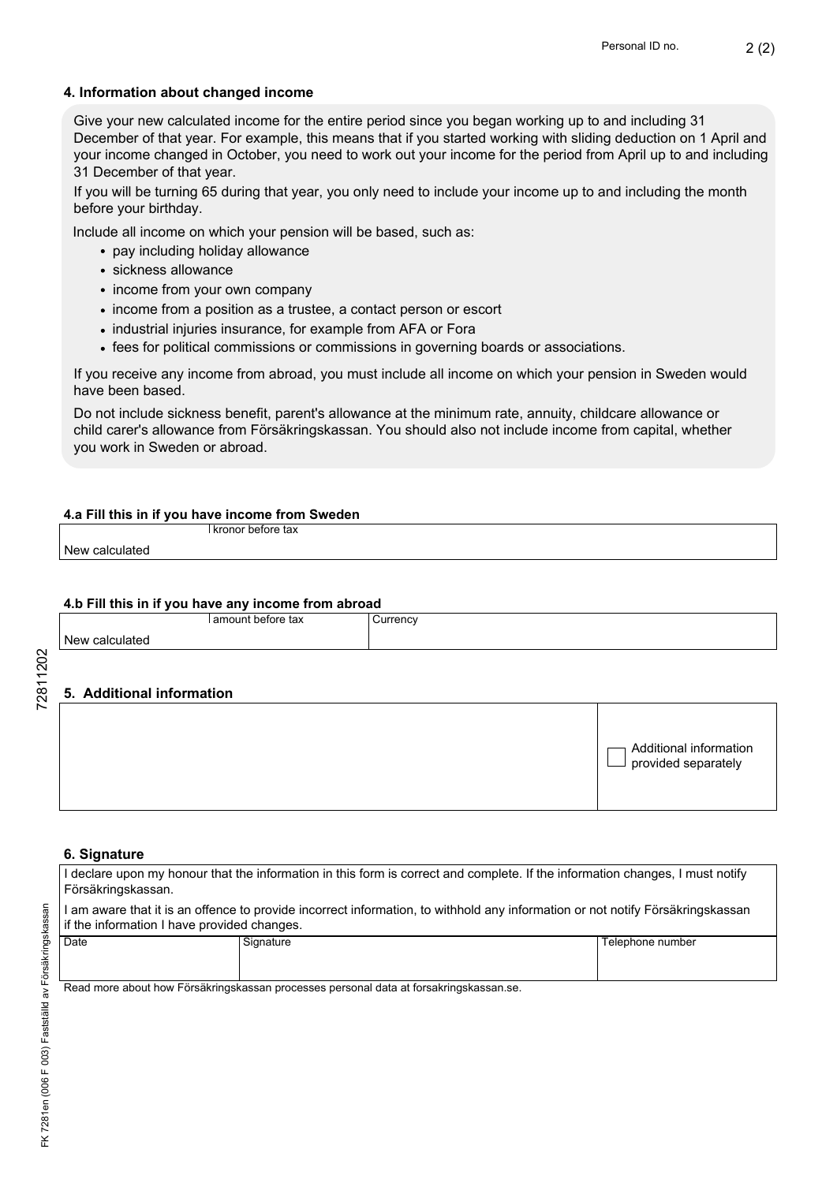## 4. Information about changed income

Give your new calculated income for the entire period since you began working up to and including 31 December of that year. For example, this means that if you started working with sliding deduction on 1 April and your income changed in October, you need to work out your income for the period from April up to and including 31 December of that year.

If you will be turning 65 during that year, you only need to include your income up to and including the month before your birthday.

Include all income on which your pension will be based, such as:

- pay including holiday allowance
- sickness allowance
- income from your own company
- income from a position as a trustee, a contact person or escort
- industrial injuries insurance, for example from AFA or Fora
- fees for political commissions or commissions in governing boards or associations.

If you receive any income from abroad, you must include all income on which your pension in Sweden would have been based.

Do not include sickness benefit, parent's allowance at the minimum rate, annuity, childcare allowance or child carer's allowance from Försäkringskassan. You should also not include income from capital, whether you work in Sweden or abroad.

### 4.a Fill this in if you have income from Sweden

| | kronor before tax |
|---|---|
| New calculated | |

### 4.b Fill this in if you have any income from abroad

| | amount before tax | Currency |
|---|---|---|
| New calculated | | |

## 5. Additional information

| | |
|---|---|
| | ☐ Additional information provided separately |

## 6. Signature

I declare upon my honour that the information in this form is correct and complete. If the information changes, I must notify Försäkringskassan.

I am aware that it is an offence to provide incorrect information, to withhold any information or not notify Försäkringskassan if the information I have provided changes.

| Date | Signature | Telephone number |
|---|---|---|
| | | |

Read more about how Försäkringskassan processes personal data at forsakringskassan.se.